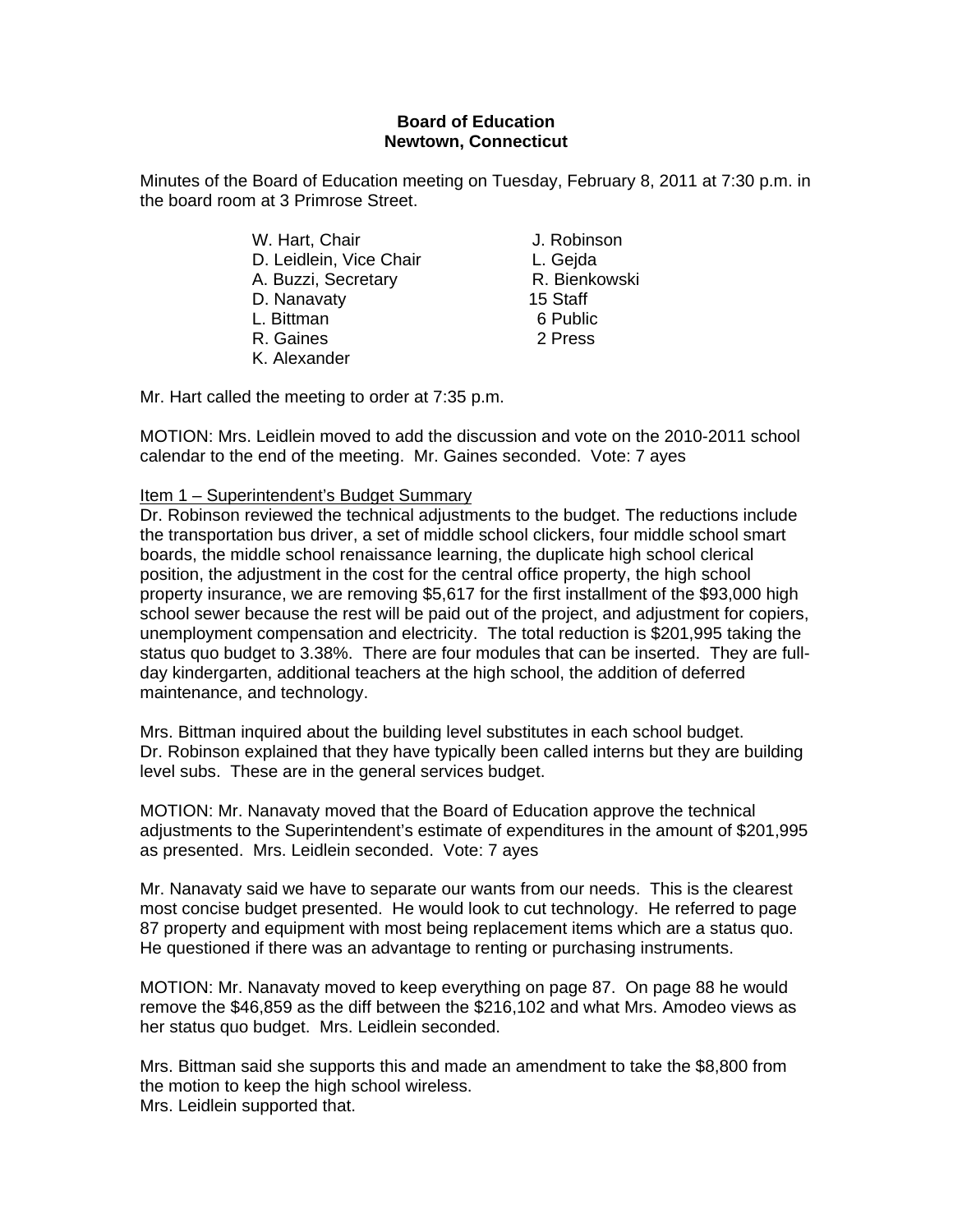**Board of Education**
**Newtown, Connecticut**

Minutes of the Board of Education meeting on Tuesday, February 8, 2011 at 7:30 p.m. in the board room at 3 Primrose Street.

| | |
|---|---|
| W. Hart, Chair | J. Robinson |
| D. Leidlein, Vice Chair | L. Gejda |
| A. Buzzi, Secretary | R. Bienkowski |
| D. Nanavaty | 15 Staff |
| L. Bittman | 6 Public |
| R. Gaines | 2 Press |
| K. Alexander | |

Mr. Hart called the meeting to order at 7:35 p.m.

MOTION: Mrs. Leidlein moved to add the discussion and vote on the 2010-2011 school calendar to the end of the meeting. Mr. Gaines seconded. Vote: 7 ayes

Item 1 – Superintendent's Budget Summary

Dr. Robinson reviewed the technical adjustments to the budget. The reductions include the transportation bus driver, a set of middle school clickers, four middle school smart boards, the middle school renaissance learning, the duplicate high school clerical position, the adjustment in the cost for the central office property, the high school property insurance, we are removing $5,617 for the first installment of the $93,000 high school sewer because the rest will be paid out of the project, and adjustment for copiers, unemployment compensation and electricity. The total reduction is $201,995 taking the status quo budget to 3.38%. There are four modules that can be inserted. They are full-day kindergarten, additional teachers at the high school, the addition of deferred maintenance, and technology.

Mrs. Bittman inquired about the building level substitutes in each school budget. Dr. Robinson explained that they have typically been called interns but they are building level subs. These are in the general services budget.

MOTION: Mr. Nanavaty moved that the Board of Education approve the technical adjustments to the Superintendent's estimate of expenditures in the amount of $201,995 as presented. Mrs. Leidlein seconded. Vote: 7 ayes

Mr. Nanavaty said we have to separate our wants from our needs. This is the clearest most concise budget presented. He would look to cut technology. He referred to page 87 property and equipment with most being replacement items which are a status quo. He questioned if there was an advantage to renting or purchasing instruments.

MOTION: Mr. Nanavaty moved to keep everything on page 87. On page 88 he would remove the $46,859 as the diff between the $216,102 and what Mrs. Amodeo views as her status quo budget. Mrs. Leidlein seconded.

Mrs. Bittman said she supports this and made an amendment to take the $8,800 from the motion to keep the high school wireless.
Mrs. Leidlein supported that.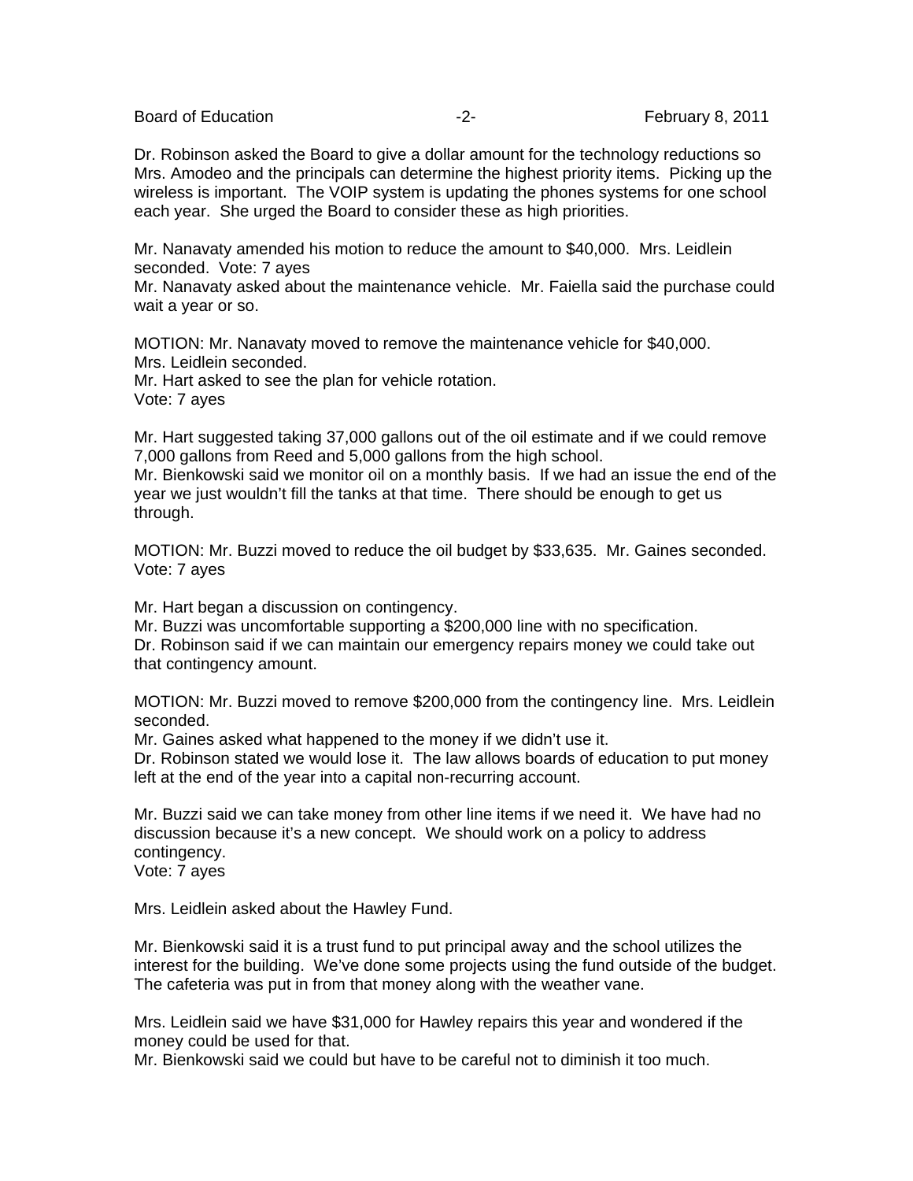Dr. Robinson asked the Board to give a dollar amount for the technology reductions so Mrs. Amodeo and the principals can determine the highest priority items. Picking up the wireless is important. The VOIP system is updating the phones systems for one school each year. She urged the Board to consider these as high priorities.

Mr. Nanavaty amended his motion to reduce the amount to $40,000. Mrs. Leidlein seconded. Vote: 7 ayes
Mr. Nanavaty asked about the maintenance vehicle. Mr. Faiella said the purchase could wait a year or so.

MOTION: Mr. Nanavaty moved to remove the maintenance vehicle for $40,000.
Mrs. Leidlein seconded.
Mr. Hart asked to see the plan for vehicle rotation.
Vote: 7 ayes

Mr. Hart suggested taking 37,000 gallons out of the oil estimate and if we could remove 7,000 gallons from Reed and 5,000 gallons from the high school.
Mr. Bienkowski said we monitor oil on a monthly basis. If we had an issue the end of the year we just wouldn't fill the tanks at that time. There should be enough to get us through.

MOTION: Mr. Buzzi moved to reduce the oil budget by $33,635. Mr. Gaines seconded.
Vote: 7 ayes

Mr. Hart began a discussion on contingency.
Mr. Buzzi was uncomfortable supporting a $200,000 line with no specification.
Dr. Robinson said if we can maintain our emergency repairs money we could take out that contingency amount.

MOTION: Mr. Buzzi moved to remove $200,000 from the contingency line. Mrs. Leidlein seconded.
Mr. Gaines asked what happened to the money if we didn't use it.
Dr. Robinson stated we would lose it. The law allows boards of education to put money left at the end of the year into a capital non-recurring account.

Mr. Buzzi said we can take money from other line items if we need it. We have had no discussion because it's a new concept. We should work on a policy to address contingency.
Vote: 7 ayes

Mrs. Leidlein asked about the Hawley Fund.

Mr. Bienkowski said it is a trust fund to put principal away and the school utilizes the interest for the building. We've done some projects using the fund outside of the budget. The cafeteria was put in from that money along with the weather vane.

Mrs. Leidlein said we have $31,000 for Hawley repairs this year and wondered if the money could be used for that.
Mr. Bienkowski said we could but have to be careful not to diminish it too much.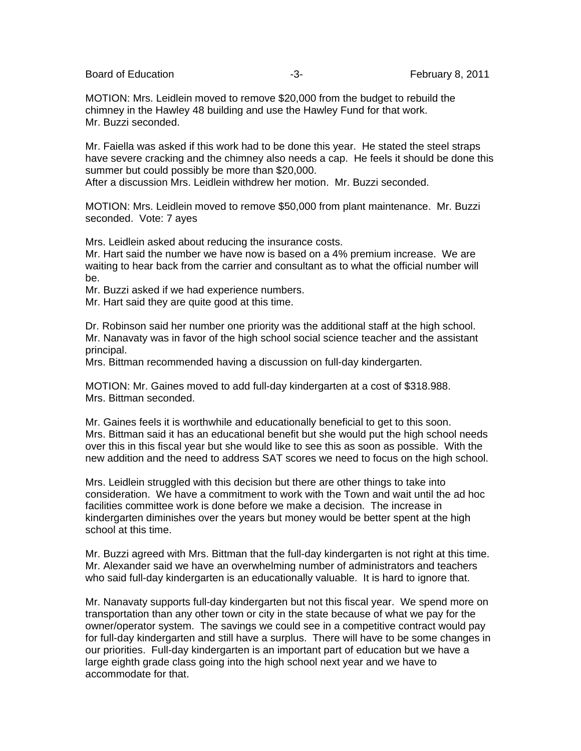MOTION: Mrs. Leidlein moved to remove $20,000 from the budget to rebuild the chimney in the Hawley 48 building and use the Hawley Fund for that work.
Mr. Buzzi seconded.

Mr. Faiella was asked if this work had to be done this year. He stated the steel straps have severe cracking and the chimney also needs a cap. He feels it should be done this summer but could possibly be more than $20,000.
After a discussion Mrs. Leidlein withdrew her motion. Mr. Buzzi seconded.

MOTION: Mrs. Leidlein moved to remove $50,000 from plant maintenance. Mr. Buzzi seconded. Vote: 7 ayes

Mrs. Leidlein asked about reducing the insurance costs.
Mr. Hart said the number we have now is based on a 4% premium increase. We are waiting to hear back from the carrier and consultant as to what the official number will be.
Mr. Buzzi asked if we had experience numbers.
Mr. Hart said they are quite good at this time.

Dr. Robinson said her number one priority was the additional staff at the high school.
Mr. Nanavaty was in favor of the high school social science teacher and the assistant principal.
Mrs. Bittman recommended having a discussion on full-day kindergarten.

MOTION: Mr. Gaines moved to add full-day kindergarten at a cost of $318.988.
Mrs. Bittman seconded.

Mr. Gaines feels it is worthwhile and educationally beneficial to get to this soon.
Mrs. Bittman said it has an educational benefit but she would put the high school needs over this in this fiscal year but she would like to see this as soon as possible. With the new addition and the need to address SAT scores we need to focus on the high school.

Mrs. Leidlein struggled with this decision but there are other things to take into consideration. We have a commitment to work with the Town and wait until the ad hoc facilities committee work is done before we make a decision. The increase in kindergarten diminishes over the years but money would be better spent at the high school at this time.

Mr. Buzzi agreed with Mrs. Bittman that the full-day kindergarten is not right at this time.
Mr. Alexander said we have an overwhelming number of administrators and teachers who said full-day kindergarten is an educationally valuable. It is hard to ignore that.

Mr. Nanavaty supports full-day kindergarten but not this fiscal year. We spend more on transportation than any other town or city in the state because of what we pay for the owner/operator system. The savings we could see in a competitive contract would pay for full-day kindergarten and still have a surplus. There will have to be some changes in our priorities. Full-day kindergarten is an important part of education but we have a large eighth grade class going into the high school next year and we have to accommodate for that.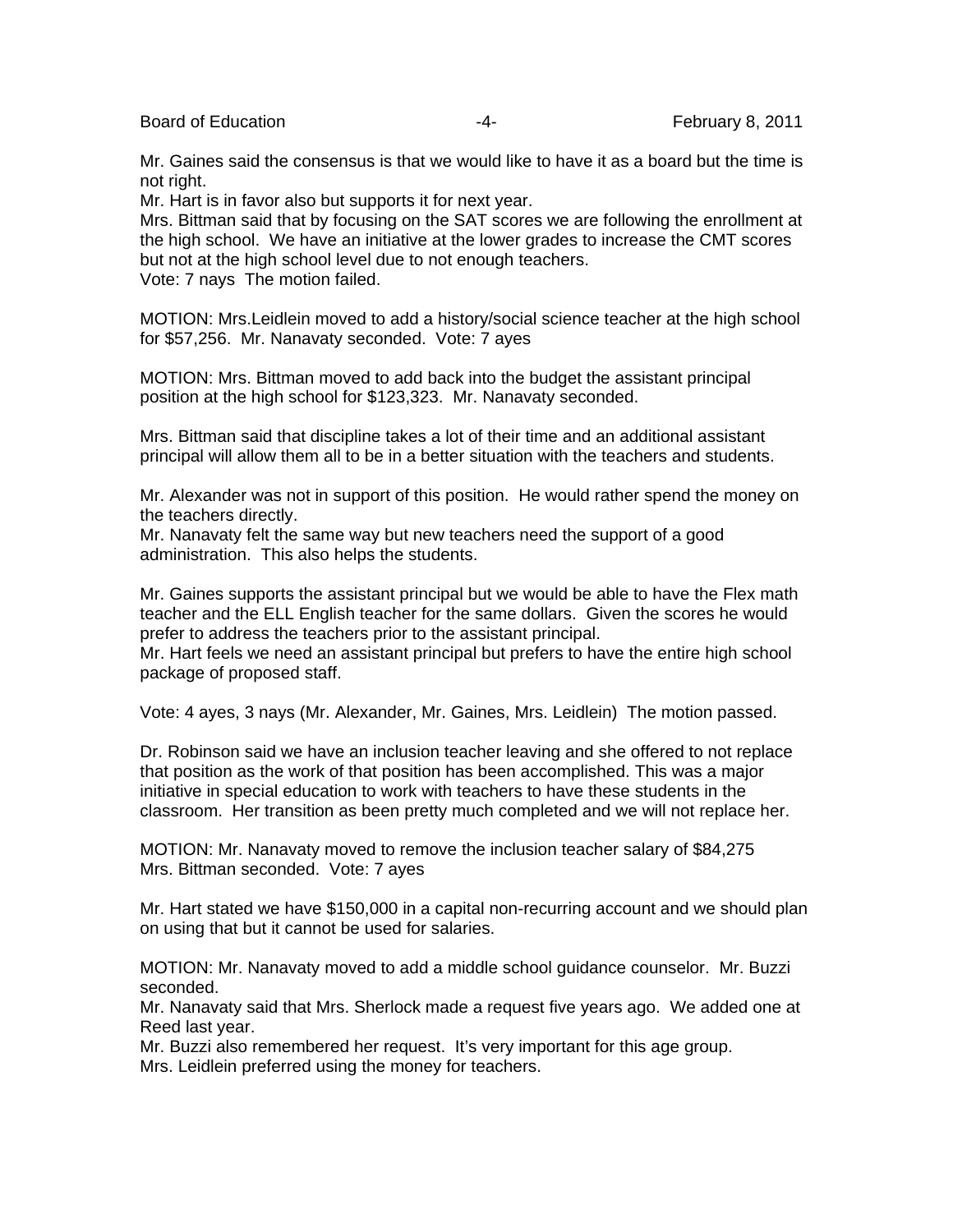Mr. Gaines said the consensus is that we would like to have it as a board but the time is not right.
Mr. Hart is in favor also but supports it for next year.
Mrs. Bittman said that by focusing on the SAT scores we are following the enrollment at the high school. We have an initiative at the lower grades to increase the CMT scores but not at the high school level due to not enough teachers.
Vote: 7 nays The motion failed.

MOTION: Mrs.Leidlein moved to add a history/social science teacher at the high school for $57,256. Mr. Nanavaty seconded. Vote: 7 ayes

MOTION: Mrs. Bittman moved to add back into the budget the assistant principal position at the high school for $123,323. Mr. Nanavaty seconded.

Mrs. Bittman said that discipline takes a lot of their time and an additional assistant principal will allow them all to be in a better situation with the teachers and students.

Mr. Alexander was not in support of this position. He would rather spend the money on the teachers directly.
Mr. Nanavaty felt the same way but new teachers need the support of a good administration. This also helps the students.

Mr. Gaines supports the assistant principal but we would be able to have the Flex math teacher and the ELL English teacher for the same dollars. Given the scores he would prefer to address the teachers prior to the assistant principal.
Mr. Hart feels we need an assistant principal but prefers to have the entire high school package of proposed staff.

Vote: 4 ayes, 3 nays (Mr. Alexander, Mr. Gaines, Mrs. Leidlein) The motion passed.

Dr. Robinson said we have an inclusion teacher leaving and she offered to not replace that position as the work of that position has been accomplished. This was a major initiative in special education to work with teachers to have these students in the classroom. Her transition as been pretty much completed and we will not replace her.

MOTION: Mr. Nanavaty moved to remove the inclusion teacher salary of $84,275
Mrs. Bittman seconded. Vote: 7 ayes

Mr. Hart stated we have $150,000 in a capital non-recurring account and we should plan on using that but it cannot be used for salaries.

MOTION: Mr. Nanavaty moved to add a middle school guidance counselor. Mr. Buzzi seconded.
Mr. Nanavaty said that Mrs. Sherlock made a request five years ago. We added one at Reed last year.
Mr. Buzzi also remembered her request. It's very important for this age group.
Mrs. Leidlein preferred using the money for teachers.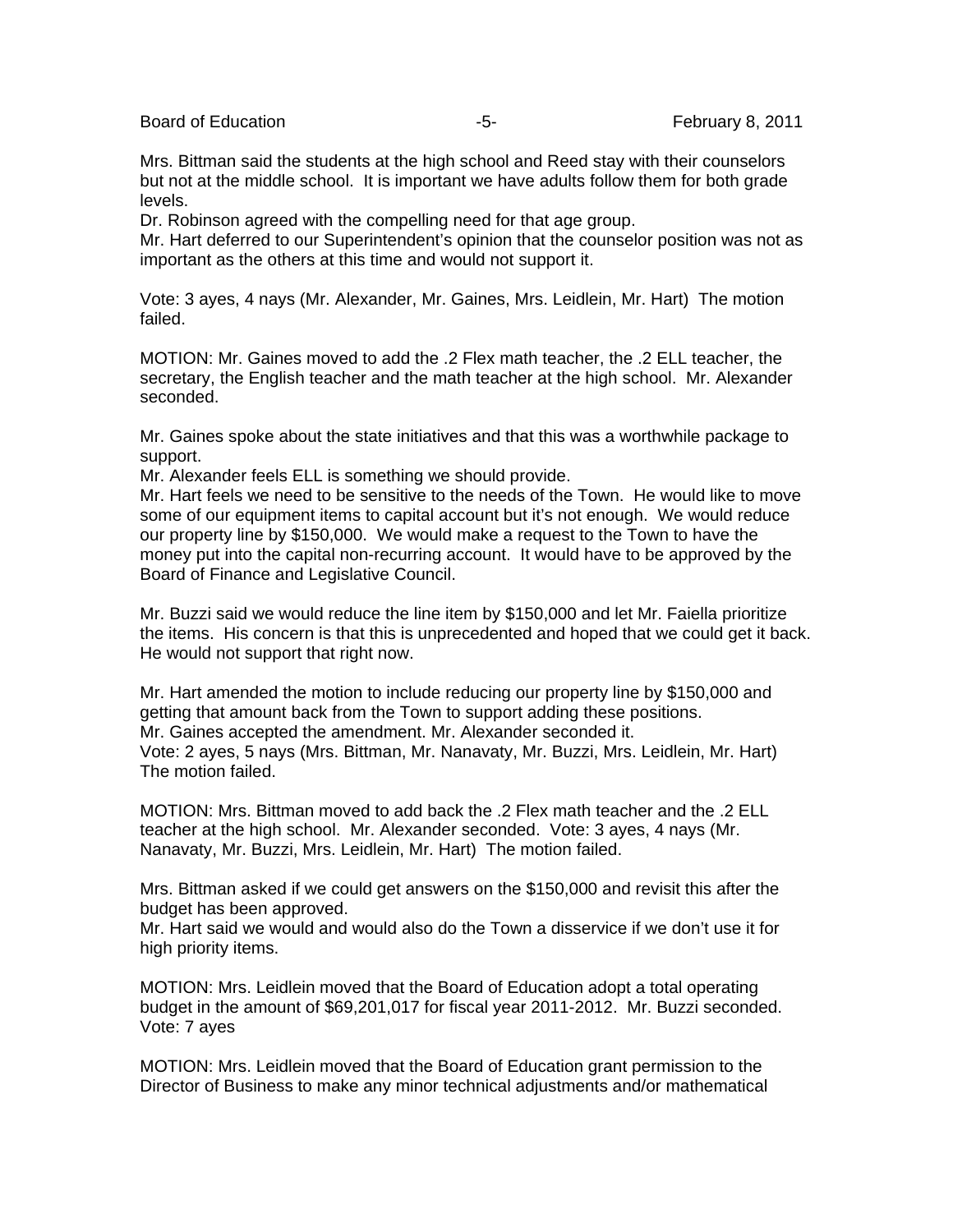Mrs. Bittman said the students at the high school and Reed stay with their counselors but not at the middle school. It is important we have adults follow them for both grade levels.

Dr. Robinson agreed with the compelling need for that age group.

Mr. Hart deferred to our Superintendent's opinion that the counselor position was not as important as the others at this time and would not support it.

Vote: 3 ayes, 4 nays (Mr. Alexander, Mr. Gaines, Mrs. Leidlein, Mr. Hart) The motion failed.

MOTION: Mr. Gaines moved to add the .2 Flex math teacher, the .2 ELL teacher, the secretary, the English teacher and the math teacher at the high school. Mr. Alexander seconded.

Mr. Gaines spoke about the state initiatives and that this was a worthwhile package to support.

Mr. Alexander feels ELL is something we should provide.

Mr. Hart feels we need to be sensitive to the needs of the Town. He would like to move some of our equipment items to capital account but it's not enough. We would reduce our property line by $150,000. We would make a request to the Town to have the money put into the capital non-recurring account. It would have to be approved by the Board of Finance and Legislative Council.

Mr. Buzzi said we would reduce the line item by $150,000 and let Mr. Faiella prioritize the items. His concern is that this is unprecedented and hoped that we could get it back. He would not support that right now.

Mr. Hart amended the motion to include reducing our property line by $150,000 and getting that amount back from the Town to support adding these positions.

Mr. Gaines accepted the amendment. Mr. Alexander seconded it.

Vote: 2 ayes, 5 nays (Mrs. Bittman, Mr. Nanavaty, Mr. Buzzi, Mrs. Leidlein, Mr. Hart) The motion failed.

MOTION: Mrs. Bittman moved to add back the .2 Flex math teacher and the .2 ELL teacher at the high school. Mr. Alexander seconded. Vote: 3 ayes, 4 nays (Mr. Nanavaty, Mr. Buzzi, Mrs. Leidlein, Mr. Hart) The motion failed.

Mrs. Bittman asked if we could get answers on the $150,000 and revisit this after the budget has been approved.

Mr. Hart said we would and would also do the Town a disservice if we don't use it for high priority items.

MOTION: Mrs. Leidlein moved that the Board of Education adopt a total operating budget in the amount of $69,201,017 for fiscal year 2011-2012. Mr. Buzzi seconded. Vote: 7 ayes

MOTION: Mrs. Leidlein moved that the Board of Education grant permission to the Director of Business to make any minor technical adjustments and/or mathematical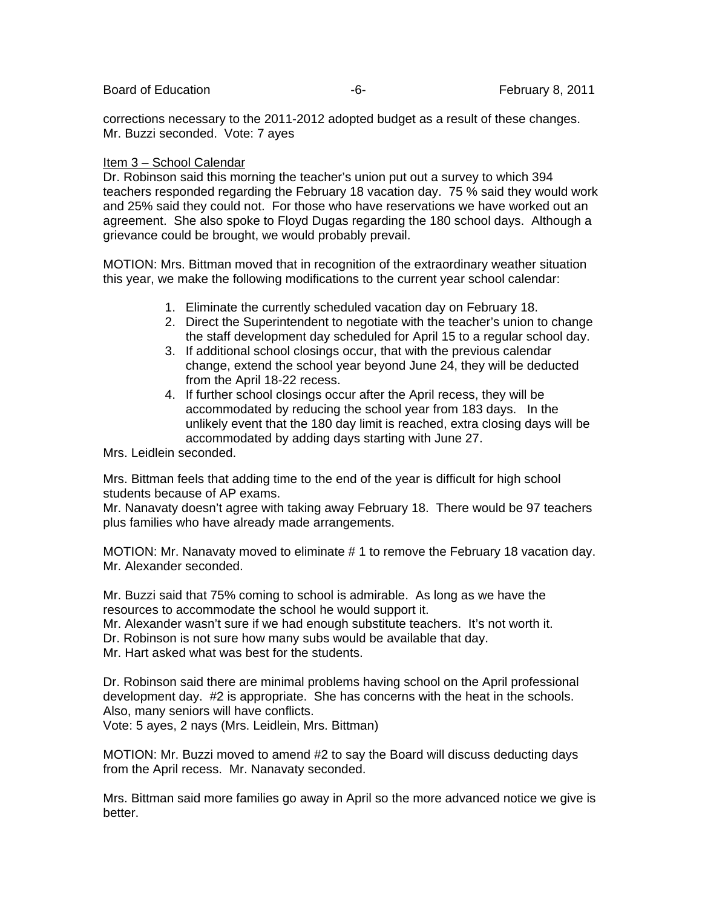corrections necessary to the 2011-2012 adopted budget as a result of these changes. Mr. Buzzi seconded. Vote: 7 ayes

Item 3 – School Calendar

Dr. Robinson said this morning the teacher's union put out a survey to which 394 teachers responded regarding the February 18 vacation day. 75 % said they would work and 25% said they could not. For those who have reservations we have worked out an agreement. She also spoke to Floyd Dugas regarding the 180 school days. Although a grievance could be brought, we would probably prevail.

MOTION: Mrs. Bittman moved that in recognition of the extraordinary weather situation this year, we make the following modifications to the current year school calendar:

1. Eliminate the currently scheduled vacation day on February 18.
2. Direct the Superintendent to negotiate with the teacher's union to change the staff development day scheduled for April 15 to a regular school day.
3. If additional school closings occur, that with the previous calendar change, extend the school year beyond June 24, they will be deducted from the April 18-22 recess.
4. If further school closings occur after the April recess, they will be accommodated by reducing the school year from 183 days. In the unlikely event that the 180 day limit is reached, extra closing days will be accommodated by adding days starting with June 27.

Mrs. Leidlein seconded.

Mrs. Bittman feels that adding time to the end of the year is difficult for high school students because of AP exams.
Mr. Nanavaty doesn't agree with taking away February 18. There would be 97 teachers plus families who have already made arrangements.

MOTION: Mr. Nanavaty moved to eliminate # 1 to remove the February 18 vacation day. Mr. Alexander seconded.

Mr. Buzzi said that 75% coming to school is admirable. As long as we have the resources to accommodate the school he would support it.
Mr. Alexander wasn't sure if we had enough substitute teachers. It's not worth it.
Dr. Robinson is not sure how many subs would be available that day.
Mr. Hart asked what was best for the students.

Dr. Robinson said there are minimal problems having school on the April professional development day. #2 is appropriate. She has concerns with the heat in the schools. Also, many seniors will have conflicts.
Vote: 5 ayes, 2 nays (Mrs. Leidlein, Mrs. Bittman)

MOTION: Mr. Buzzi moved to amend #2 to say the Board will discuss deducting days from the April recess. Mr. Nanavaty seconded.

Mrs. Bittman said more families go away in April so the more advanced notice we give is better.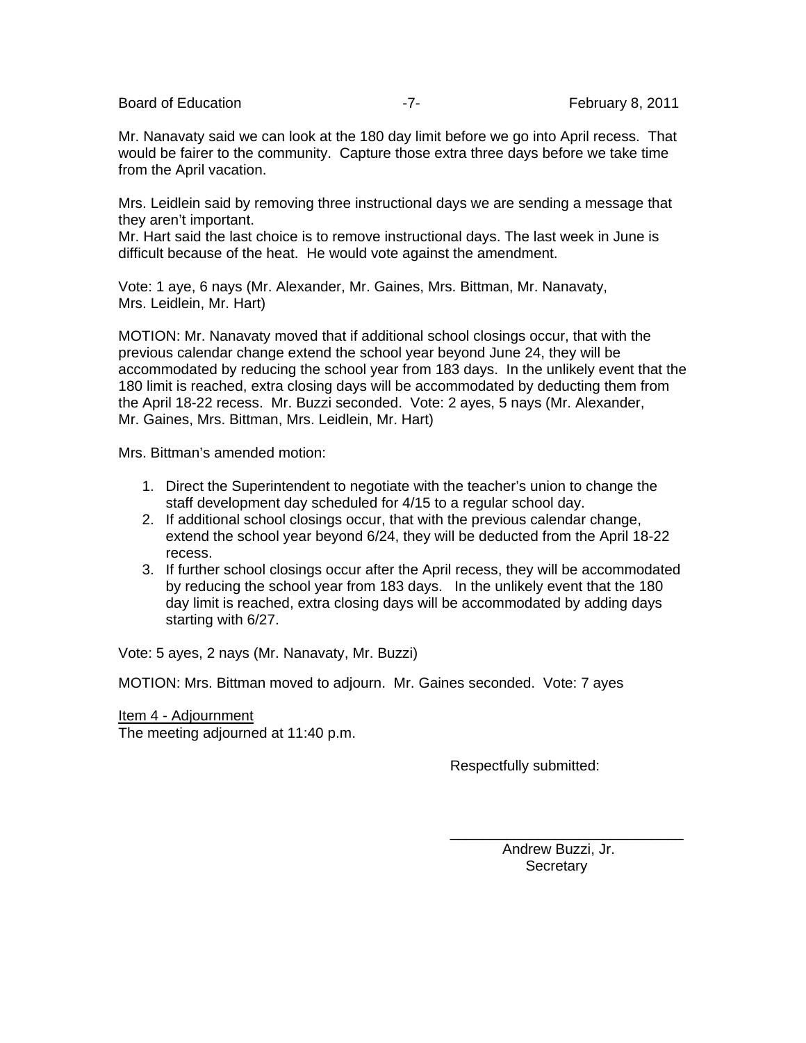Mr. Nanavaty said we can look at the 180 day limit before we go into April recess. That would be fairer to the community. Capture those extra three days before we take time from the April vacation.

Mrs. Leidlein said by removing three instructional days we are sending a message that they aren't important.
Mr. Hart said the last choice is to remove instructional days. The last week in June is difficult because of the heat. He would vote against the amendment.

Vote: 1 aye, 6 nays (Mr. Alexander, Mr. Gaines, Mrs. Bittman, Mr. Nanavaty, Mrs. Leidlein, Mr. Hart)

MOTION: Mr. Nanavaty moved that if additional school closings occur, that with the previous calendar change extend the school year beyond June 24, they will be accommodated by reducing the school year from 183 days. In the unlikely event that the 180 limit is reached, extra closing days will be accommodated by deducting them from the April 18-22 recess. Mr. Buzzi seconded. Vote: 2 ayes, 5 nays (Mr. Alexander, Mr. Gaines, Mrs. Bittman, Mrs. Leidlein, Mr. Hart)

Mrs. Bittman's amended motion:

1. Direct the Superintendent to negotiate with the teacher's union to change the staff development day scheduled for 4/15 to a regular school day.
2. If additional school closings occur, that with the previous calendar change, extend the school year beyond 6/24, they will be deducted from the April 18-22 recess.
3. If further school closings occur after the April recess, they will be accommodated by reducing the school year from 183 days. In the unlikely event that the 180 day limit is reached, extra closing days will be accommodated by adding days starting with 6/27.

Vote: 5 ayes, 2 nays (Mr. Nanavaty, Mr. Buzzi)

MOTION: Mrs. Bittman moved to adjourn. Mr. Gaines seconded. Vote: 7 ayes

Item 4 - Adjournment
The meeting adjourned at 11:40 p.m.

Respectfully submitted:

\_\_\_\_\_\_\_\_\_\_\_\_\_\_\_\_\_\_\_\_\_\_\_\_\_\_\_\_\_\_
Andrew Buzzi, Jr.
Secretary